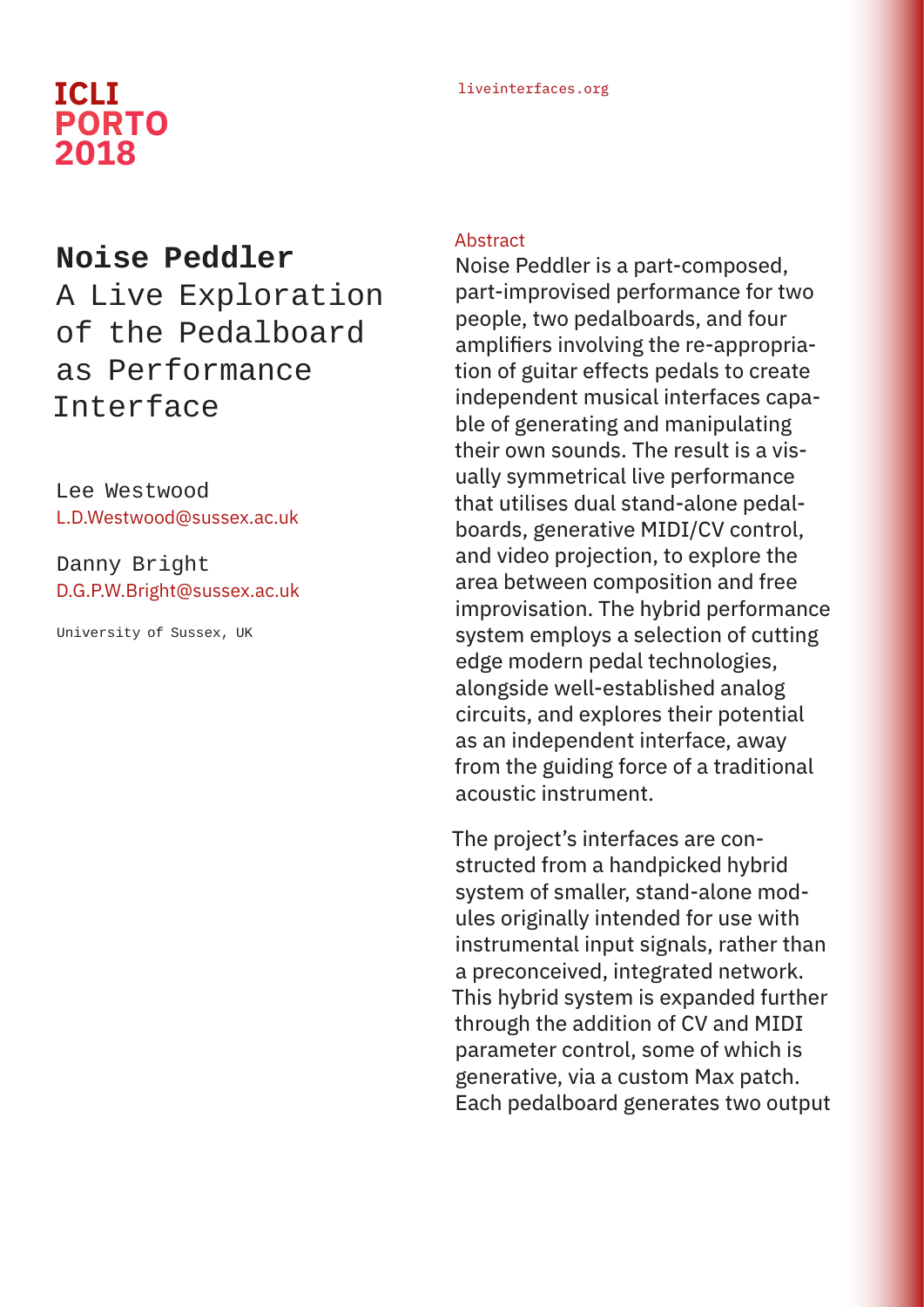ICLI PORTO 2018

liveinterfaces.org

# Noise Peddler

## A Live Exploration of the Pedalboard as Performance Interface

Lee Westwood
L.D.Westwood@sussex.ac.uk

Danny Bright
D.G.P.W.Bright@sussex.ac.uk

University of Sussex, UK

### Abstract

Noise Peddler is a part-composed, part-improvised performance for two people, two pedalboards, and four amplifiers involving the re-appropriation of guitar effects pedals to create independent musical interfaces capable of generating and manipulating their own sounds. The result is a visually symmetrical live performance that utilises dual stand-alone pedalboards, generative MIDI/CV control, and video projection, to explore the area between composition and free improvisation. The hybrid performance system employs a selection of cutting edge modern pedal technologies, alongside well-established analog circuits, and explores their potential as an independent interface, away from the guiding force of a traditional acoustic instrument.

The project's interfaces are constructed from a handpicked hybrid system of smaller, stand-alone modules originally intended for use with instrumental input signals, rather than a preconceived, integrated network. This hybrid system is expanded further through the addition of CV and MIDI parameter control, some of which is generative, via a custom Max patch. Each pedalboard generates two output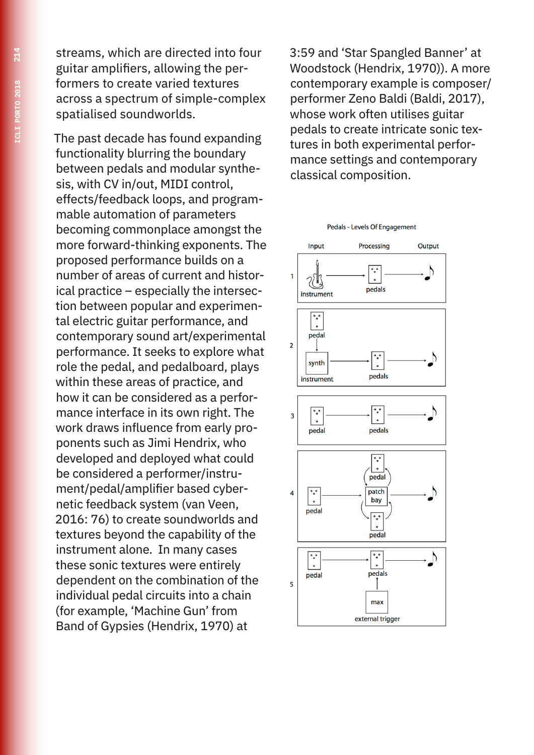streams, which are directed into four guitar amplifiers, allowing the performers to create varied textures across a spectrum of simple-complex spatialised soundworlds.

The past decade has found expanding functionality blurring the boundary between pedals and modular synthesis, with CV in/out, MIDI control, effects/feedback loops, and programmable automation of parameters becoming commonplace amongst the more forward-thinking exponents. The proposed performance builds on a number of areas of current and historical practice – especially the intersection between popular and experimental electric guitar performance, and contemporary sound art/experimental performance. It seeks to explore what role the pedal, and pedalboard, plays within these areas of practice, and how it can be considered as a performance interface in its own right. The work draws influence from early proponents such as Jimi Hendrix, who developed and deployed what could be considered a performer/instrument/pedal/amplifier based cybernetic feedback system (van Veen, 2016: 76) to create soundworlds and textures beyond the capability of the instrument alone. In many cases these sonic textures were entirely dependent on the combination of the individual pedal circuits into a chain (for example, 'Machine Gun' from Band of Gypsies (Hendrix, 1970) at 3:59 and 'Star Spangled Banner' at Woodstock (Hendrix, 1970)). A more contemporary example is composer/performer Zeno Baldi (Baldi, 2017), whose work often utilises guitar pedals to create intricate sonic textures in both experimental performance settings and contemporary classical composition.

Pedals - Levels Of Engagement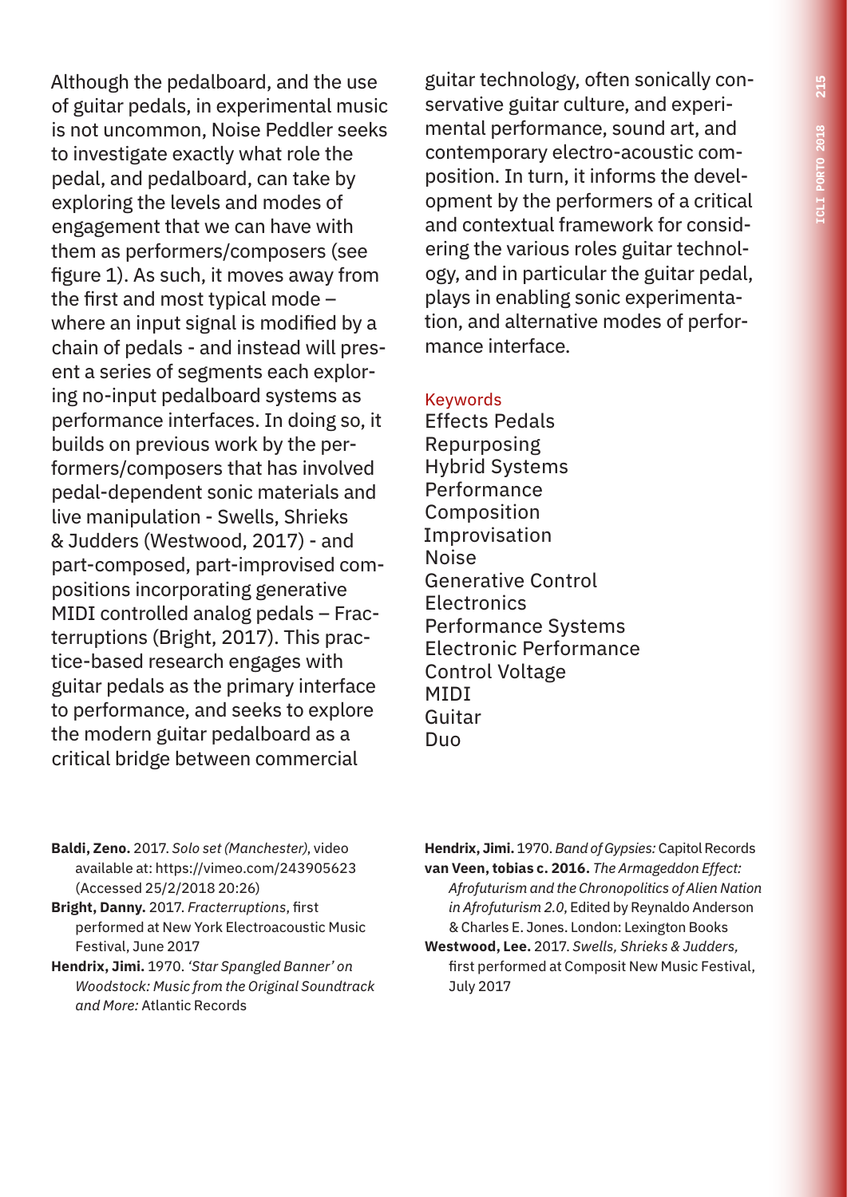Although the pedalboard, and the use of guitar pedals, in experimental music is not uncommon, Noise Peddler seeks to investigate exactly what role the pedal, and pedalboard, can take by exploring the levels and modes of engagement that we can have with them as performers/composers (see figure 1). As such, it moves away from the first and most typical mode – where an input signal is modified by a chain of pedals - and instead will present a series of segments each exploring no-input pedalboard systems as performance interfaces. In doing so, it builds on previous work by the performers/composers that has involved pedal-dependent sonic materials and live manipulation - Swells, Shrieks & Judders (Westwood, 2017) - and part-composed, part-improvised compositions incorporating generative MIDI controlled analog pedals – Fracterruptions (Bright, 2017). This practice-based research engages with guitar pedals as the primary interface to performance, and seeks to explore the modern guitar pedalboard as a critical bridge between commercial guitar technology, often sonically conservative guitar culture, and experimental performance, sound art, and contemporary electro-acoustic composition. In turn, it informs the development by the performers of a critical and contextual framework for considering the various roles guitar technology, and in particular the guitar pedal, plays in enabling sonic experimentation, and alternative modes of performance interface.

Keywords

Effects Pedals
Repurposing
Hybrid Systems
Performance
Composition
Improvisation
Noise
Generative Control
Electronics
Performance Systems
Electronic Performance
Control Voltage
MIDI
Guitar
Duo

**Baldi, Zeno.** 2017. *Solo set (Manchester)*, video available at: https://vimeo.com/243905623 (Accessed 25/2/2018 20:26)

**Bright, Danny.** 2017. *Fracterruptions*, first performed at New York Electroacoustic Music Festival, June 2017

**Hendrix, Jimi.** 1970. *'Star Spangled Banner' on Woodstock: Music from the Original Soundtrack and More:* Atlantic Records

**Hendrix, Jimi.** 1970. *Band of Gypsies:* Capitol Records

**van Veen, tobias c. 2016.** *The Armageddon Effect: Afrofuturism and the Chronopolitics of Alien Nation in Afrofuturism 2.0*, Edited by Reynaldo Anderson & Charles E. Jones. London: Lexington Books

**Westwood, Lee.** 2017. *Swells, Shrieks & Judders,* first performed at Composit New Music Festival, July 2017